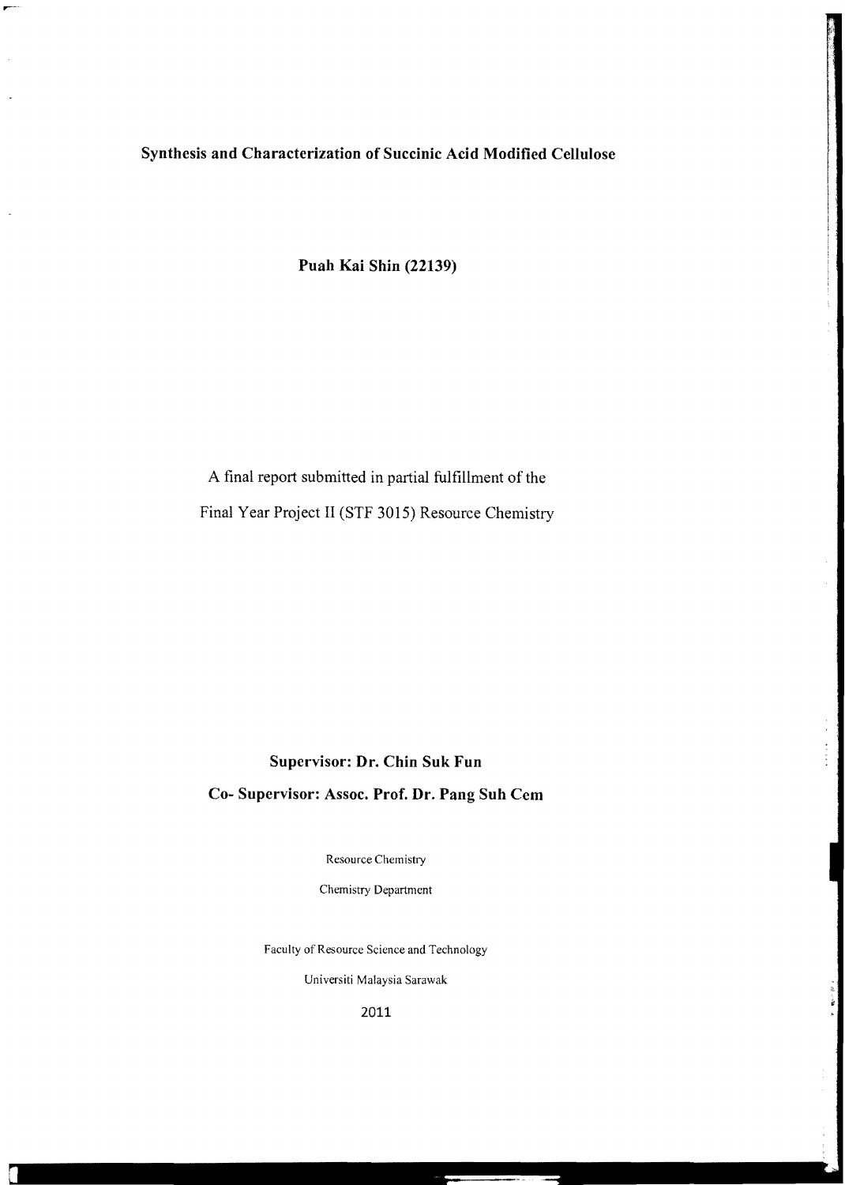# Synthesis and Characterization of Succinic Acid Modified Cellulose

**Puah Kai Shin (22139)**

A final report submitted in partial fulfillment of the

Final Year Project II (STF 3015) Resource Chemistry

**Supervisor: Dr. Chin Suk Fun**

**Co- Supervisor: Assoc. Prof. Dr. Pang Suh Cem**

Resource Chemistry

Chemistry Department

Faculty of Resource Science and Technology

Universiti Malaysia Sarawak

2011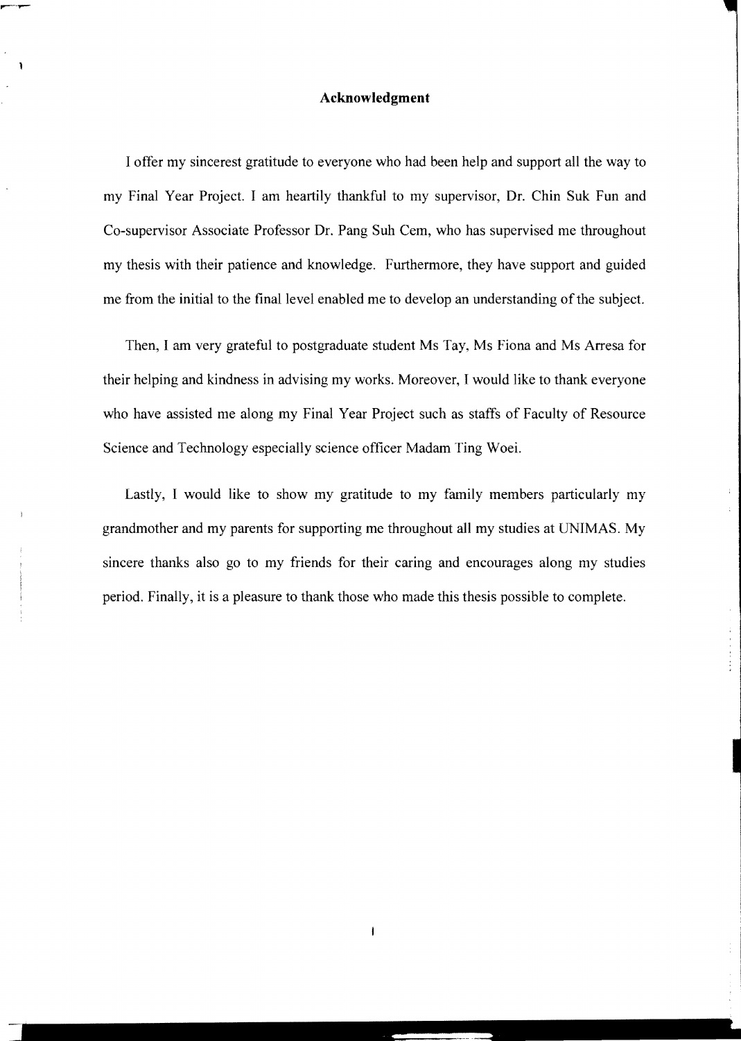# Acknowledgment

I offer my sincerest gratitude to everyone who had been help and support all the way to my Final Year Project. I am heartily thankful to my supervisor, Dr. Chin Suk Fun and Co-supervisor Associate Professor Dr. Pang Suh Cem, who has supervised me throughout my thesis with their patience and knowledge. Furthermore, they have support and guided me from the initial to the final level enabled me to develop an understanding of the subject.

Then, I am very grateful to postgraduate student Ms Tay, Ms Fiona and Ms Arresa for their helping and kindness in advising my works. Moreover, I would like to thank everyone who have assisted me along my Final Year Project such as staffs of Faculty of Resource Science and Technology especially science officer Madam Ting Woei.

Lastly, I would like to show my gratitude to my family members particularly my grandmother and my parents for supporting me throughout all my studies at UNIMAS. My sincere thanks also go to my friends for their caring and encourages along my studies period. Finally, it is a pleasure to thank those who made this thesis possible to complete.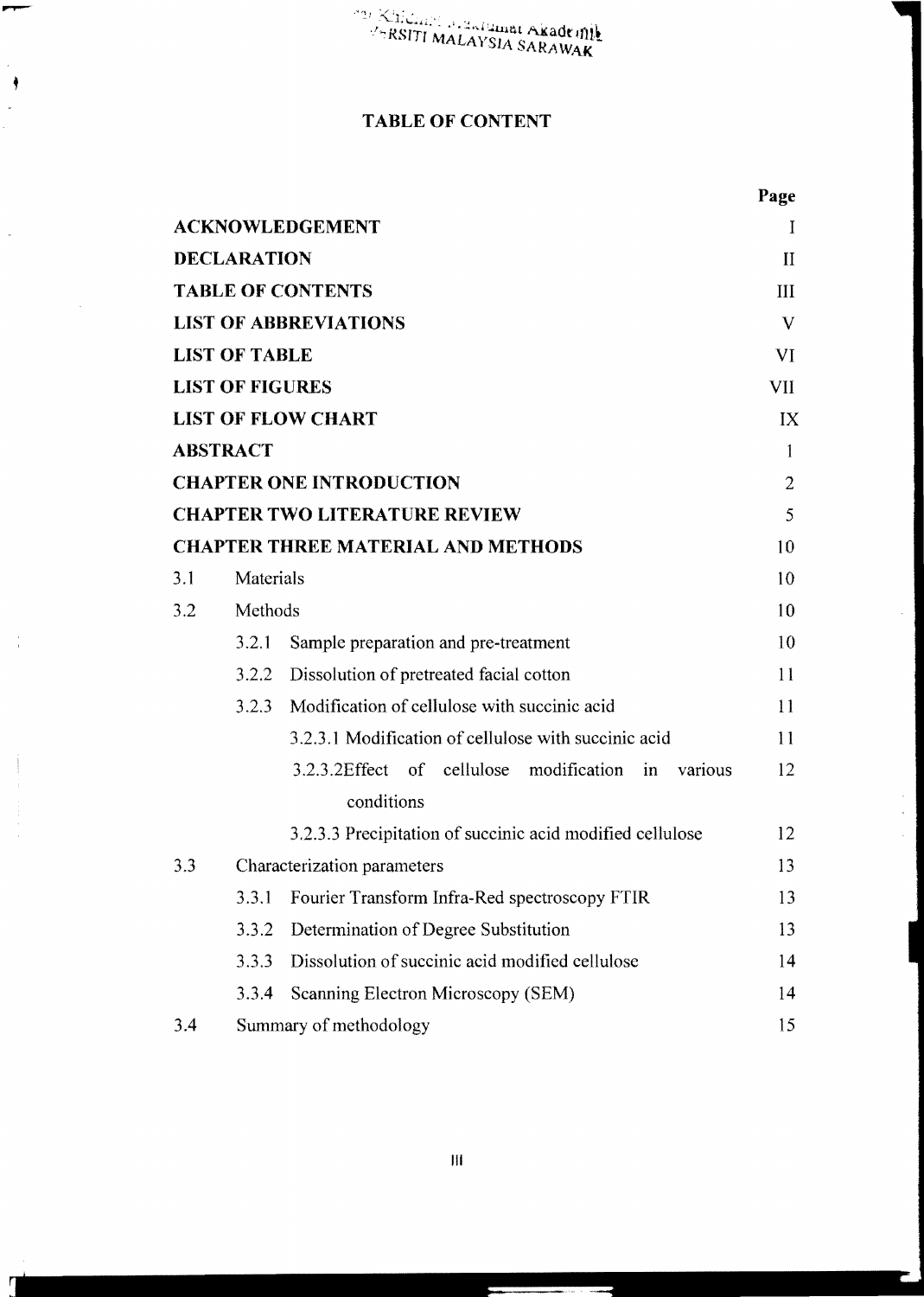# TABLE OF CONTENT

| | | Page |
|---|---|---|
| **ACKNOWLEDGEMENT** | | I |
| **DECLARATION** | | II |
| **TABLE OF CONTENTS** | | III |
| **LIST OF ABBREVIATIONS** | | V |
| **LIST OF TABLE** | | VI |
| **LIST OF FIGURES** | | VII |
| **LIST OF FLOW CHART** | | IX |
| **ABSTRACT** | | 1 |
| **CHAPTER ONE INTRODUCTION** | | 2 |
| **CHAPTER TWO LITERATURE REVIEW** | | 5 |
| **CHAPTER THREE MATERIAL AND METHODS** | | 10 |
| 3.1 | Materials | 10 |
| 3.2 | Methods | 10 |
| | 3.2.1 Sample preparation and pre-treatment | 10 |
| | 3.2.2 Dissolution of pretreated facial cotton | 11 |
| | 3.2.3 Modification of cellulose with succinic acid | 11 |
| | 3.2.3.1 Modification of cellulose with succinic acid | 11 |
| | 3.2.3.2Effect of cellulose modification in various conditions | 12 |
| | 3.2.3.3 Precipitation of succinic acid modified cellulose | 12 |
| 3.3 | Characterization parameters | 13 |
| | 3.3.1 Fourier Transform Infra-Red spectroscopy FTIR | 13 |
| | 3.3.2 Determination of Degree Substitution | 13 |
| | 3.3.3 Dissolution of succinic acid modified cellulose | 14 |
| | 3.3.4 Scanning Electron Microscopy (SEM) | 14 |
| 3.4 | Summary of methodology | 15 |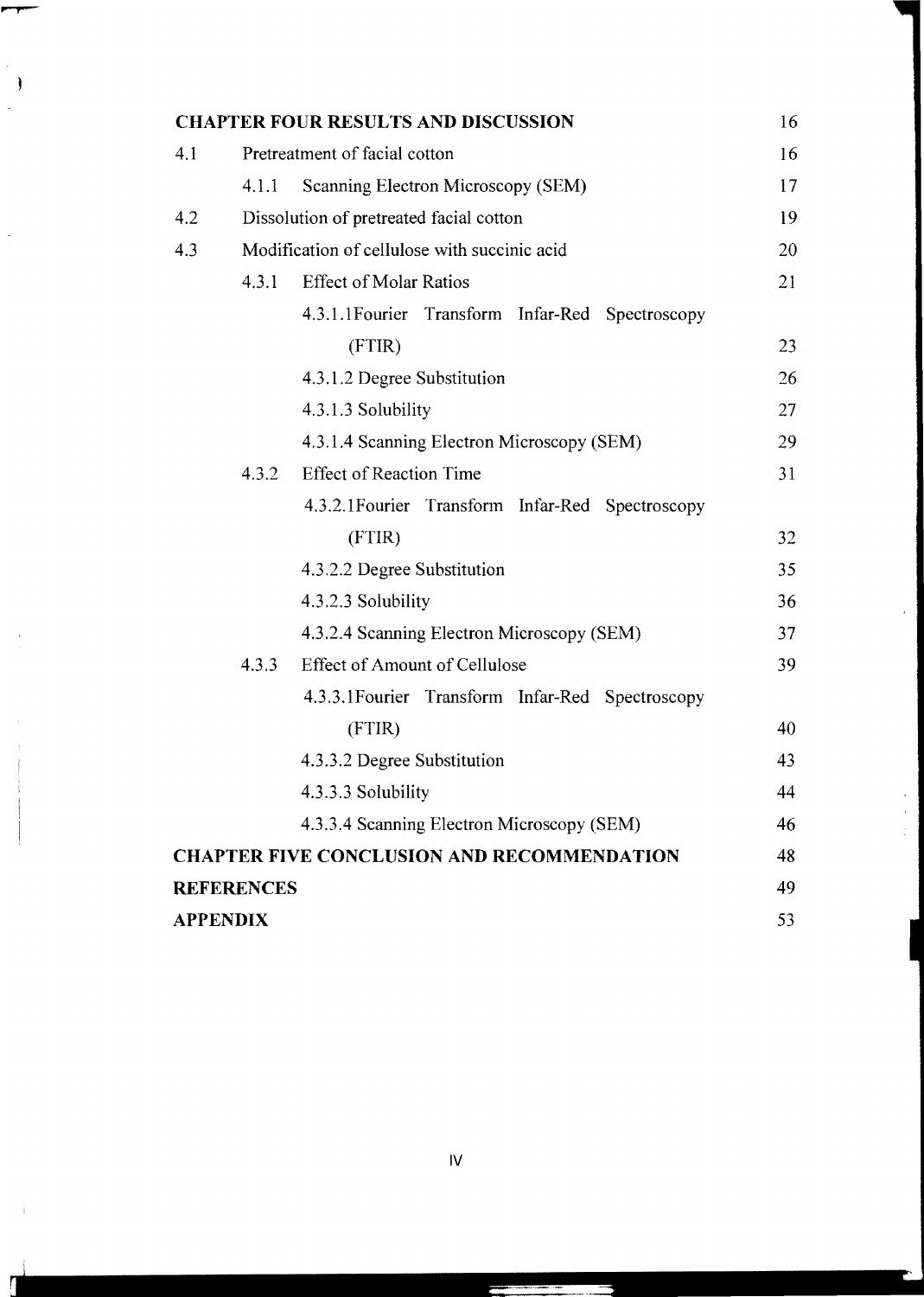| | | | |
|---|---|---|---|
| **CHAPTER FOUR RESULTS AND DISCUSSION** | | | 16 |
| 4.1 | Pretreatment of facial cotton | | 16 |
| | 4.1.1 | Scanning Electron Microscopy (SEM) | 17 |
| 4.2 | Dissolution of pretreated facial cotton | | 19 |
| 4.3 | Modification of cellulose with succinic acid | | 20 |
| | 4.3.1 | Effect of Molar Ratios | 21 |
| | | 4.3.1.1Fourier Transform Infar-Red Spectroscopy (FTIR) | 23 |
| | | 4.3.1.2 Degree Substitution | 26 |
| | | 4.3.1.3 Solubility | 27 |
| | | 4.3.1.4 Scanning Electron Microscopy (SEM) | 29 |
| | 4.3.2 | Effect of Reaction Time | 31 |
| | | 4.3.2.1Fourier Transform Infar-Red Spectroscopy (FTIR) | 32 |
| | | 4.3.2.2 Degree Substitution | 35 |
| | | 4.3.2.3 Solubility | 36 |
| | | 4.3.2.4 Scanning Electron Microscopy (SEM) | 37 |
| | 4.3.3 | Effect of Amount of Cellulose | 39 |
| | | 4.3.3.1Fourier Transform Infar-Red Spectroscopy (FTIR) | 40 |
| | | 4.3.3.2 Degree Substitution | 43 |
| | | 4.3.3.3 Solubility | 44 |
| | | 4.3.3.4 Scanning Electron Microscopy (SEM) | 46 |
| **CHAPTER FIVE CONCLUSION AND RECOMMENDATION** | | | 48 |
| **REFERENCES** | | | 49 |
| **APPENDIX** | | | 53 |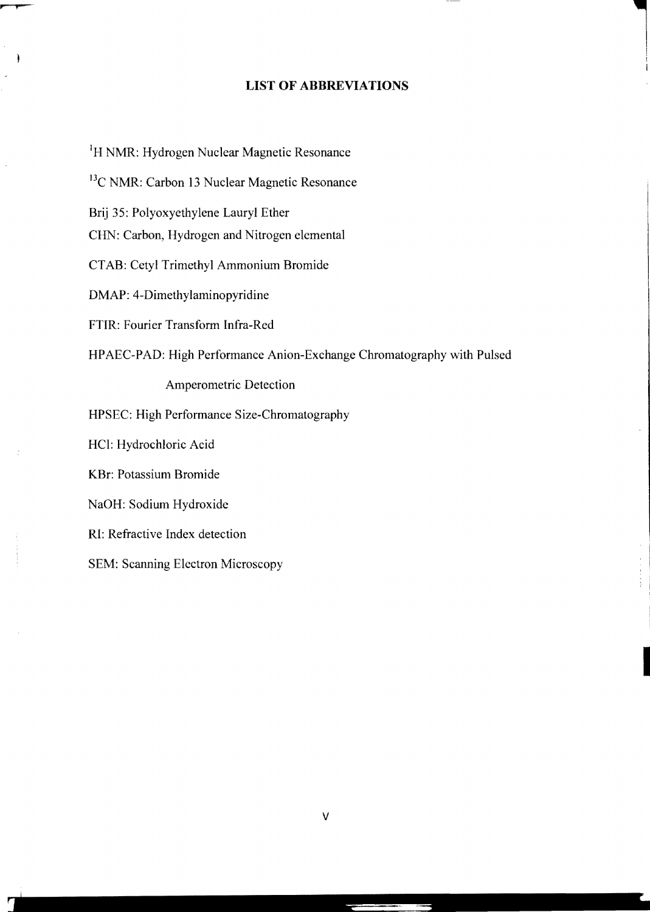# LIST OF ABBREVIATIONS

$^{1}H$ NMR: Hydrogen Nuclear Magnetic Resonance

$^{13}C$ NMR: Carbon 13 Nuclear Magnetic Resonance

Brij 35: Polyoxyethylene Lauryl Ether

CHN: Carbon, Hydrogen and Nitrogen elemental

CTAB: Cetyl Trimethyl Ammonium Bromide

DMAP: 4-Dimethylaminopyridine

FTIR: Fourier Transform Infra-Red

HPAEC-PAD: High Performance Anion-Exchange Chromatography with Pulsed Amperometric Detection

HPSEC: High Performance Size-Chromatography

HCl: Hydrochloric Acid

KBr: Potassium Bromide

NaOH: Sodium Hydroxide

RI: Refractive Index detection

SEM: Scanning Electron Microscopy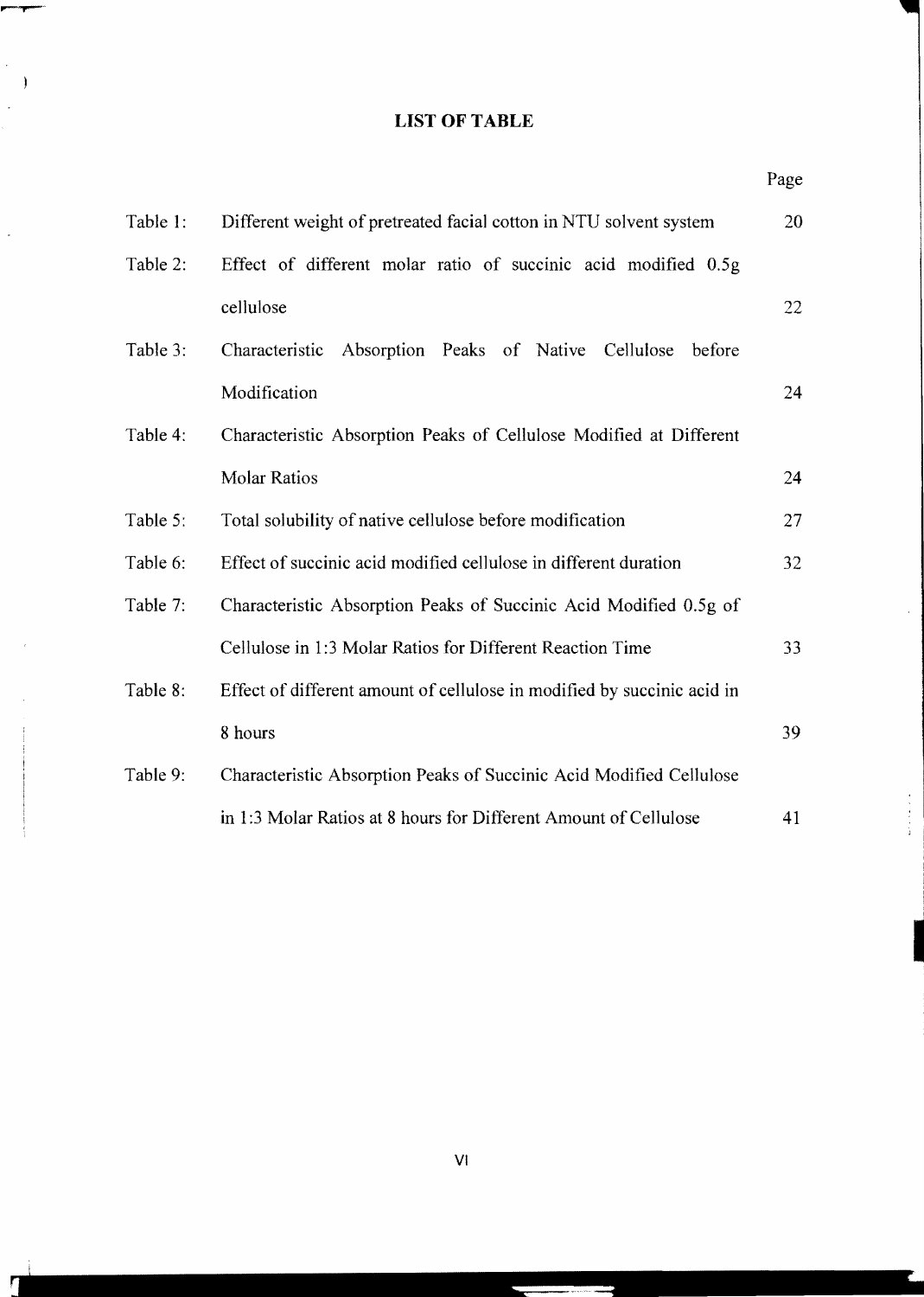# LIST OF TABLE

| | | Page |
|---|---|---|
| Table 1: | Different weight of pretreated facial cotton in NTU solvent system | 20 |
| Table 2: | Effect of different molar ratio of succinic acid modified 0.5g cellulose | 22 |
| Table 3: | Characteristic Absorption Peaks of Native Cellulose before Modification | 24 |
| Table 4: | Characteristic Absorption Peaks of Cellulose Modified at Different Molar Ratios | 24 |
| Table 5: | Total solubility of native cellulose before modification | 27 |
| Table 6: | Effect of succinic acid modified cellulose in different duration | 32 |
| Table 7: | Characteristic Absorption Peaks of Succinic Acid Modified 0.5g of Cellulose in 1:3 Molar Ratios for Different Reaction Time | 33 |
| Table 8: | Effect of different amount of cellulose in modified by succinic acid in 8 hours | 39 |
| Table 9: | Characteristic Absorption Peaks of Succinic Acid Modified Cellulose in 1:3 Molar Ratios at 8 hours for Different Amount of Cellulose | 41 |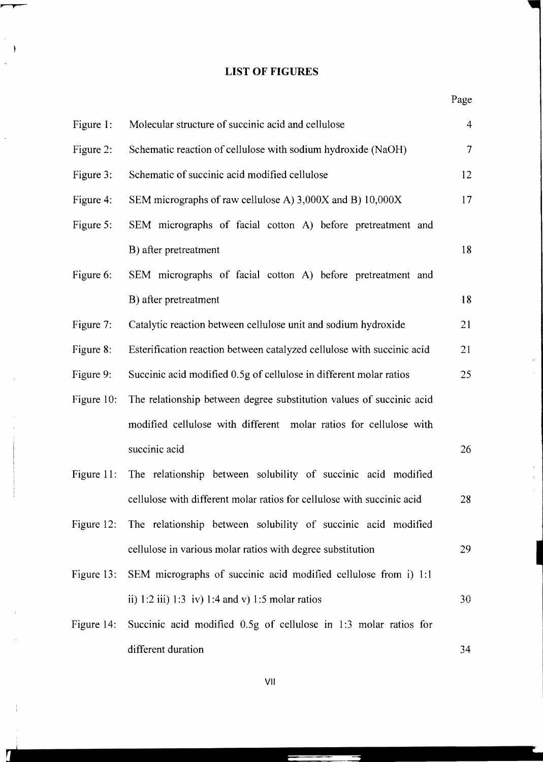# LIST OF FIGURES

| | | Page |
|---|---|---|
| Figure 1: | Molecular structure of succinic acid and cellulose | 4 |
| Figure 2: | Schematic reaction of cellulose with sodium hydroxide (NaOH) | 7 |
| Figure 3: | Schematic of succinic acid modified cellulose | 12 |
| Figure 4: | SEM micrographs of raw cellulose A) 3,000X and B) 10,000X | 17 |
| Figure 5: | SEM micrographs of facial cotton A) before pretreatment and B) after pretreatment | 18 |
| Figure 6: | SEM micrographs of facial cotton A) before pretreatment and B) after pretreatment | 18 |
| Figure 7: | Catalytic reaction between cellulose unit and sodium hydroxide | 21 |
| Figure 8: | Esterification reaction between catalyzed cellulose with succinic acid | 21 |
| Figure 9: | Succinic acid modified 0.5g of cellulose in different molar ratios | 25 |
| Figure 10: | The relationship between degree substitution values of succinic acid modified cellulose with different molar ratios for cellulose with succinic acid | 26 |
| Figure 11: | The relationship between solubility of succinic acid modified cellulose with different molar ratios for cellulose with succinic acid | 28 |
| Figure 12: | The relationship between solubility of succinic acid modified cellulose in various molar ratios with degree substitution | 29 |
| Figure 13: | SEM micrographs of succinic acid modified cellulose from i) 1:1 ii) 1:2 iii) 1:3 iv) 1:4 and v) 1:5 molar ratios | 30 |
| Figure 14: | Succinic acid modified 0.5g of cellulose in 1:3 molar ratios for different duration | 34 |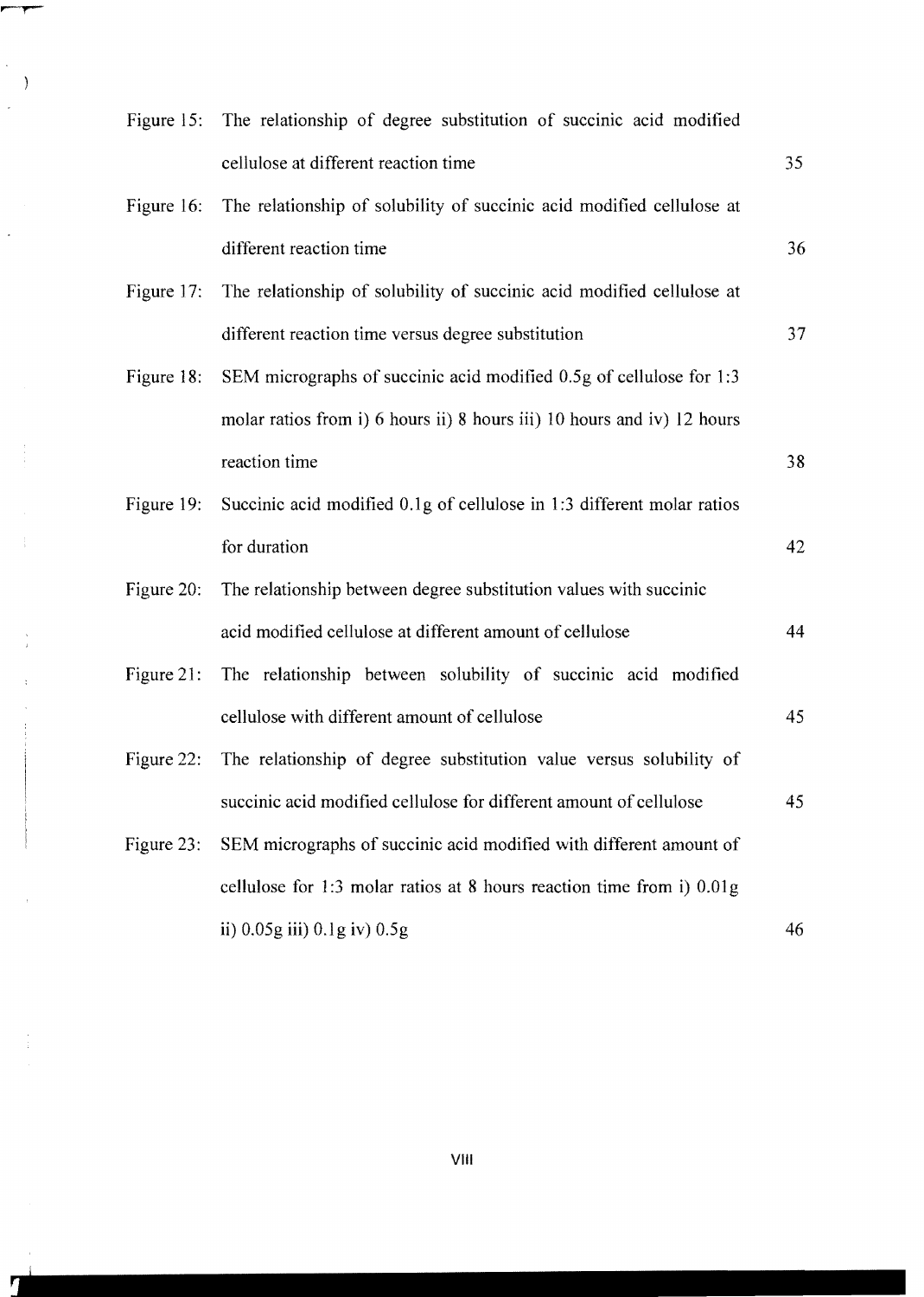| | | |
|---|---|---|
| Figure 15: | The relationship of degree substitution of succinic acid modified cellulose at different reaction time | 35 |
| Figure 16: | The relationship of solubility of succinic acid modified cellulose at different reaction time | 36 |
| Figure 17: | The relationship of solubility of succinic acid modified cellulose at different reaction time versus degree substitution | 37 |
| Figure 18: | SEM micrographs of succinic acid modified 0.5g of cellulose for 1:3 molar ratios from i) 6 hours ii) 8 hours iii) 10 hours and iv) 12 hours reaction time | 38 |
| Figure 19: | Succinic acid modified 0.1g of cellulose in 1:3 different molar ratios for duration | 42 |
| Figure 20: | The relationship between degree substitution values with succinic acid modified cellulose at different amount of cellulose | 44 |
| Figure 21: | The relationship between solubility of succinic acid modified cellulose with different amount of cellulose | 45 |
| Figure 22: | The relationship of degree substitution value versus solubility of succinic acid modified cellulose for different amount of cellulose | 45 |
| Figure 23: | SEM micrographs of succinic acid modified with different amount of cellulose for 1:3 molar ratios at 8 hours reaction time from i) 0.01g ii) 0.05g iii) 0.1g iv) 0.5g | 46 |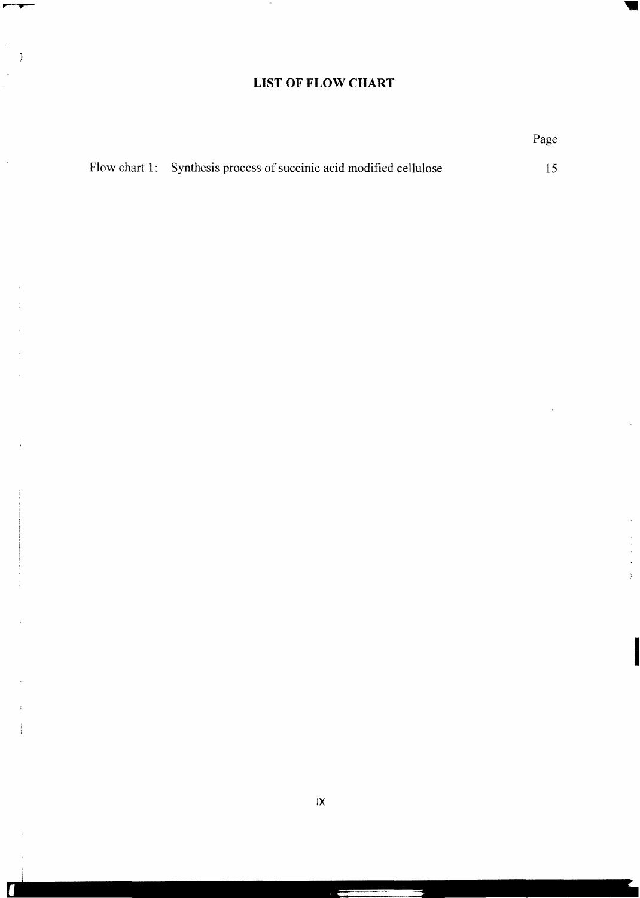# LIST OF FLOW CHART

| | | Page |
|---|---|---|
| Flow chart 1: | Synthesis process of succinic acid modified cellulose | 15 |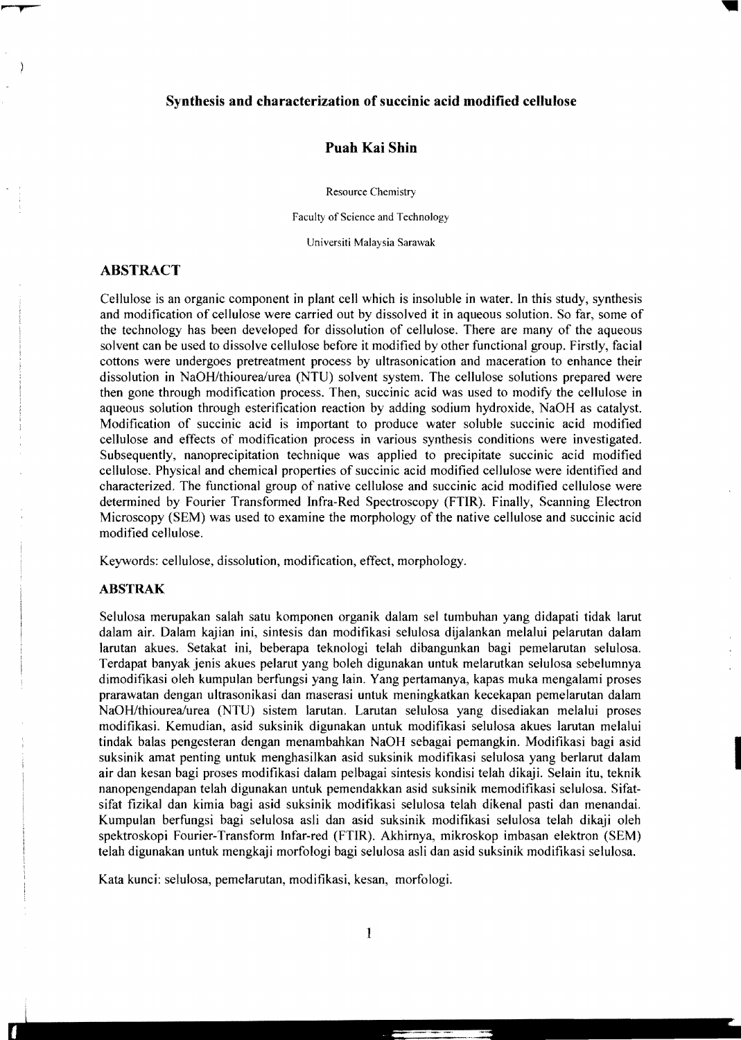# Synthesis and characterization of succinic acid modified cellulose

**Puah Kai Shin**

Resource Chemistry

Faculty of Science and Technology

Universiti Malaysia Sarawak

## ABSTRACT

Cellulose is an organic component in plant cell which is insoluble in water. In this study, synthesis and modification of cellulose were carried out by dissolved it in aqueous solution. So far, some of the technology has been developed for dissolution of cellulose. There are many of the aqueous solvent can be used to dissolve cellulose before it modified by other functional group. Firstly, facial cottons were undergoes pretreatment process by ultrasonication and maceration to enhance their dissolution in NaOH/thiourea/urea (NTU) solvent system. The cellulose solutions prepared were then gone through modification process. Then, succinic acid was used to modify the cellulose in aqueous solution through esterification reaction by adding sodium hydroxide, NaOH as catalyst. Modification of succinic acid is important to produce water soluble succinic acid modified cellulose and effects of modification process in various synthesis conditions were investigated. Subsequently, nanoprecipitation technique was applied to precipitate succinic acid modified cellulose. Physical and chemical properties of succinic acid modified cellulose were identified and characterized. The functional group of native cellulose and succinic acid modified cellulose were determined by Fourier Transformed Infra-Red Spectroscopy (FTIR). Finally, Scanning Electron Microscopy (SEM) was used to examine the morphology of the native cellulose and succinic acid modified cellulose.

Keywords: cellulose, dissolution, modification, effect, morphology.

### ABSTRAK

Selulosa merupakan salah satu komponen organik dalam sel tumbuhan yang didapati tidak larut dalam air. Dalam kajian ini, sintesis dan modifikasi selulosa dijalankan melalui pelarutan dalam larutan akues. Setakat ini, beberapa teknologi telah dibangunkan bagi pemelarutan selulosa. Terdapat banyak jenis akues pelarut yang boleh digunakan untuk melarutkan selulosa sebelumnya dimodifikasi oleh kumpulan berfungsi yang lain. Yang pertamanya, kapas muka mengalami proses prarawatan dengan ultrasonikasi dan maserasi untuk meningkatkan kecekapan pemelarutan dalam NaOH/thiourea/urea (NTU) sistem larutan. Larutan selulosa yang disediakan melalui proses modifikasi. Kemudian, asid suksinik digunakan untuk modifikasi selulosa akues larutan melalui tindak balas pengesteran dengan menambahkan NaOH sebagai pemangkin. Modifikasi bagi asid suksinik amat penting untuk menghasilkan asid suksinik modifikasi selulosa yang berlarut dalam air dan kesan bagi proses modifikasi dalam pelbagai sintesis kondisi telah dikaji. Selain itu, teknik nanopengendapan telah digunakan untuk pemendakkan asid suksinik memodifikasi selulosa. Sifat-sifat fizikal dan kimia bagi asid suksinik modifikasi selulosa telah dikenal pasti dan menandai. Kumpulan berfungsi bagi selulosa asli dan asid suksinik modifikasi selulosa telah dikaji oleh spektroskopi Fourier-Transform Infar-red (FTIR). Akhirnya, mikroskop imbasan elektron (SEM) telah digunakan untuk mengkaji morfologi bagi selulosa asli dan asid suksinik modifikasi selulosa.

Kata kunci: selulosa, pemelarutan, modifikasi, kesan, morfologi.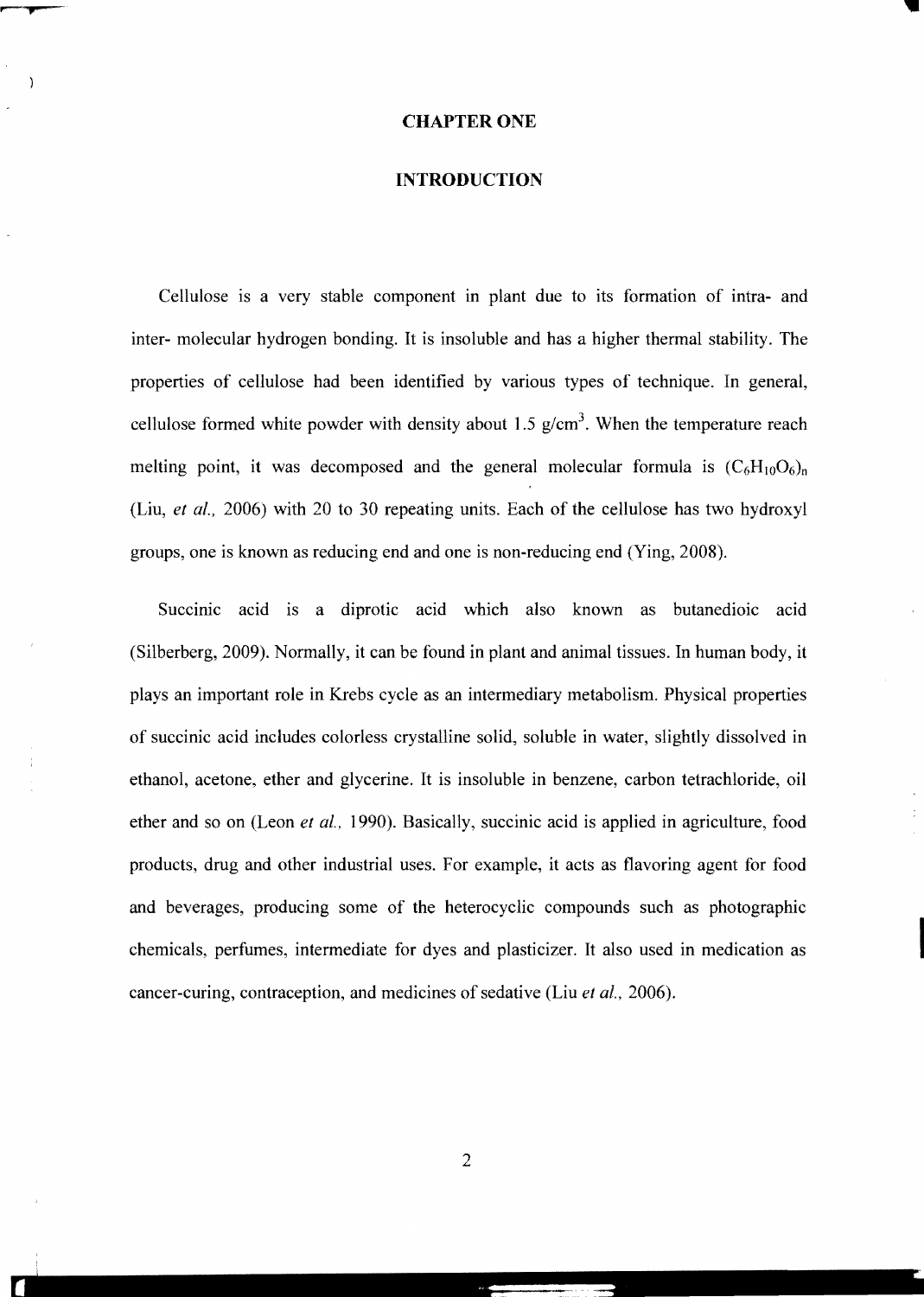# CHAPTER ONE

## INTRODUCTION

Cellulose is a very stable component in plant due to its formation of intra- and inter- molecular hydrogen bonding. It is insoluble and has a higher thermal stability. The properties of cellulose had been identified by various types of technique. In general, cellulose formed white powder with density about 1.5 $g/cm^3$. When the temperature reach melting point, it was decomposed and the general molecular formula is $(C_6H_{10}O_6)_n$ (Liu, *et al.,* 2006) with 20 to 30 repeating units. Each of the cellulose has two hydroxyl groups, one is known as reducing end and one is non-reducing end (Ying, 2008).

Succinic acid is a diprotic acid which also known as butanedioic acid (Silberberg, 2009). Normally, it can be found in plant and animal tissues. In human body, it plays an important role in Krebs cycle as an intermediary metabolism. Physical properties of succinic acid includes colorless crystalline solid, soluble in water, slightly dissolved in ethanol, acetone, ether and glycerine. It is insoluble in benzene, carbon tetrachloride, oil ether and so on (Leon *et al.,* 1990). Basically, succinic acid is applied in agriculture, food products, drug and other industrial uses. For example, it acts as flavoring agent for food and beverages, producing some of the heterocyclic compounds such as photographic chemicals, perfumes, intermediate for dyes and plasticizer. It also used in medication as cancer-curing, contraception, and medicines of sedative (Liu *et al.,* 2006).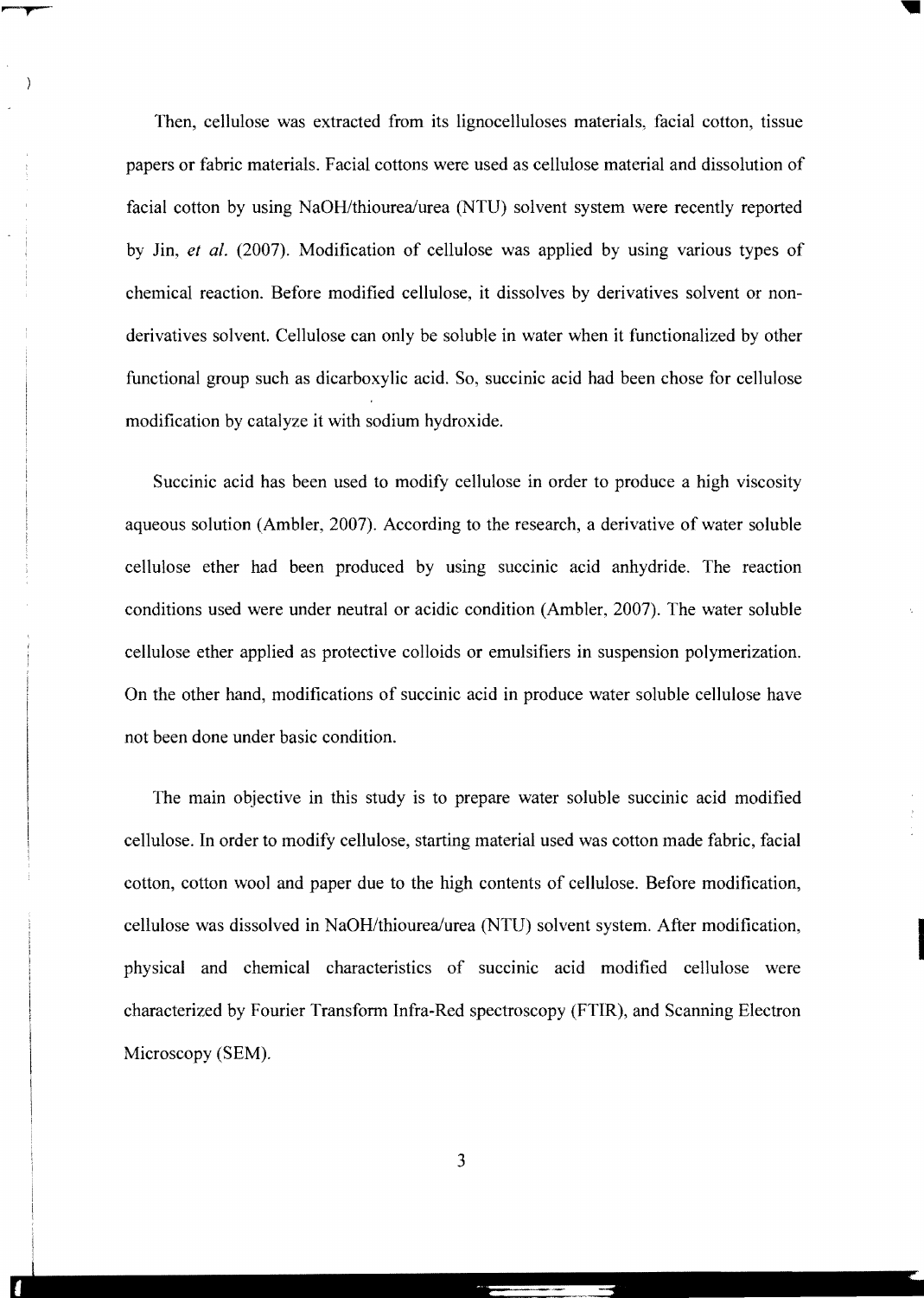Then, cellulose was extracted from its lignocelluloses materials, facial cotton, tissue papers or fabric materials. Facial cottons were used as cellulose material and dissolution of facial cotton by using NaOH/thiourea/urea (NTU) solvent system were recently reported by Jin, *et al.* (2007). Modification of cellulose was applied by using various types of chemical reaction. Before modified cellulose, it dissolves by derivatives solvent or non-derivatives solvent. Cellulose can only be soluble in water when it functionalized by other functional group such as dicarboxylic acid. So, succinic acid had been chose for cellulose modification by catalyze it with sodium hydroxide.

Succinic acid has been used to modify cellulose in order to produce a high viscosity aqueous solution (Ambler, 2007). According to the research, a derivative of water soluble cellulose ether had been produced by using succinic acid anhydride. The reaction conditions used were under neutral or acidic condition (Ambler, 2007). The water soluble cellulose ether applied as protective colloids or emulsifiers in suspension polymerization. On the other hand, modifications of succinic acid in produce water soluble cellulose have not been done under basic condition.

The main objective in this study is to prepare water soluble succinic acid modified cellulose. In order to modify cellulose, starting material used was cotton made fabric, facial cotton, cotton wool and paper due to the high contents of cellulose. Before modification, cellulose was dissolved in NaOH/thiourea/urea (NTU) solvent system. After modification, physical and chemical characteristics of succinic acid modified cellulose were characterized by Fourier Transform Infra-Red spectroscopy (FTIR), and Scanning Electron Microscopy (SEM).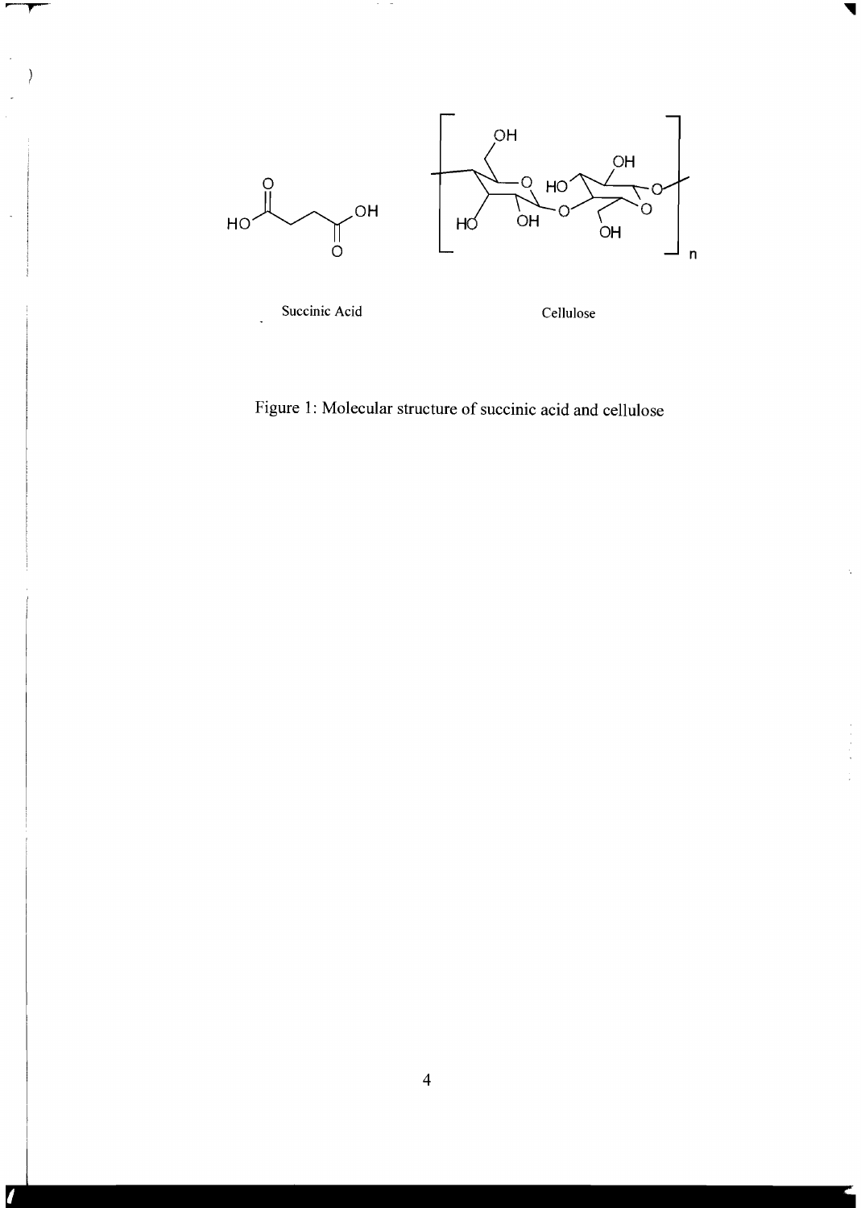Succinic Acid

Cellulose

Figure 1: Molecular structure of succinic acid and cellulose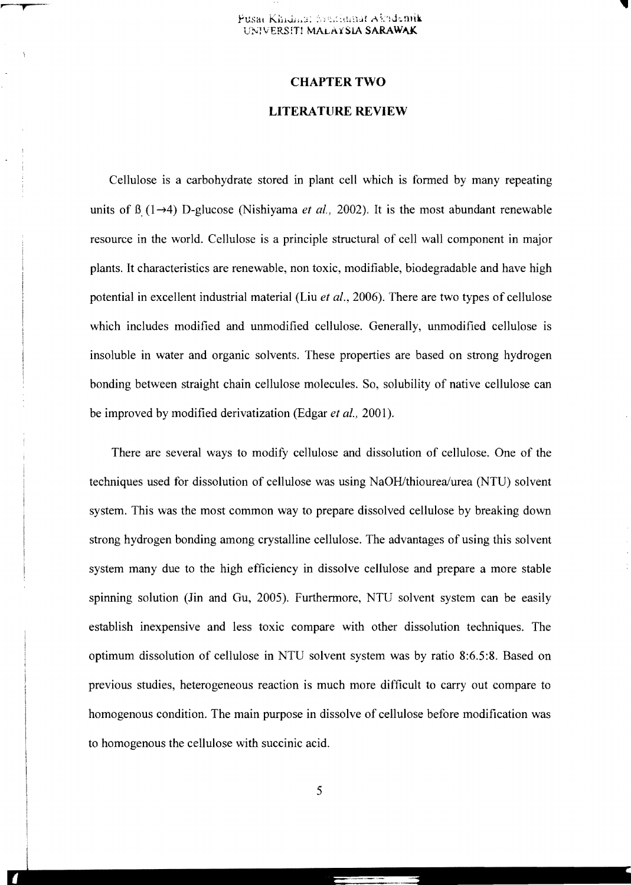# CHAPTER TWO

# LITERATURE REVIEW

Cellulose is a carbohydrate stored in plant cell which is formed by many repeating units of ß $(1\rightarrow4)$ D-glucose (Nishiyama *et al.,* 2002). It is the most abundant renewable resource in the world. Cellulose is a principle structural of cell wall component in major plants. It characteristics are renewable, non toxic, modifiable, biodegradable and have high potential in excellent industrial material (Liu *et al*., 2006). There are two types of cellulose which includes modified and unmodified cellulose. Generally, unmodified cellulose is insoluble in water and organic solvents. These properties are based on strong hydrogen bonding between straight chain cellulose molecules. So, solubility of native cellulose can be improved by modified derivatization (Edgar *et al.,* 2001).

There are several ways to modify cellulose and dissolution of cellulose. One of the techniques used for dissolution of cellulose was using NaOH/thiourea/urea (NTU) solvent system. This was the most common way to prepare dissolved cellulose by breaking down strong hydrogen bonding among crystalline cellulose. The advantages of using this solvent system many due to the high efficiency in dissolve cellulose and prepare a more stable spinning solution (Jin and Gu, 2005). Furthermore, NTU solvent system can be easily establish inexpensive and less toxic compare with other dissolution techniques. The optimum dissolution of cellulose in NTU solvent system was by ratio 8:6.5:8. Based on previous studies, heterogeneous reaction is much more difficult to carry out compare to homogenous condition. The main purpose in dissolve of cellulose before modification was to homogenous the cellulose with succinic acid.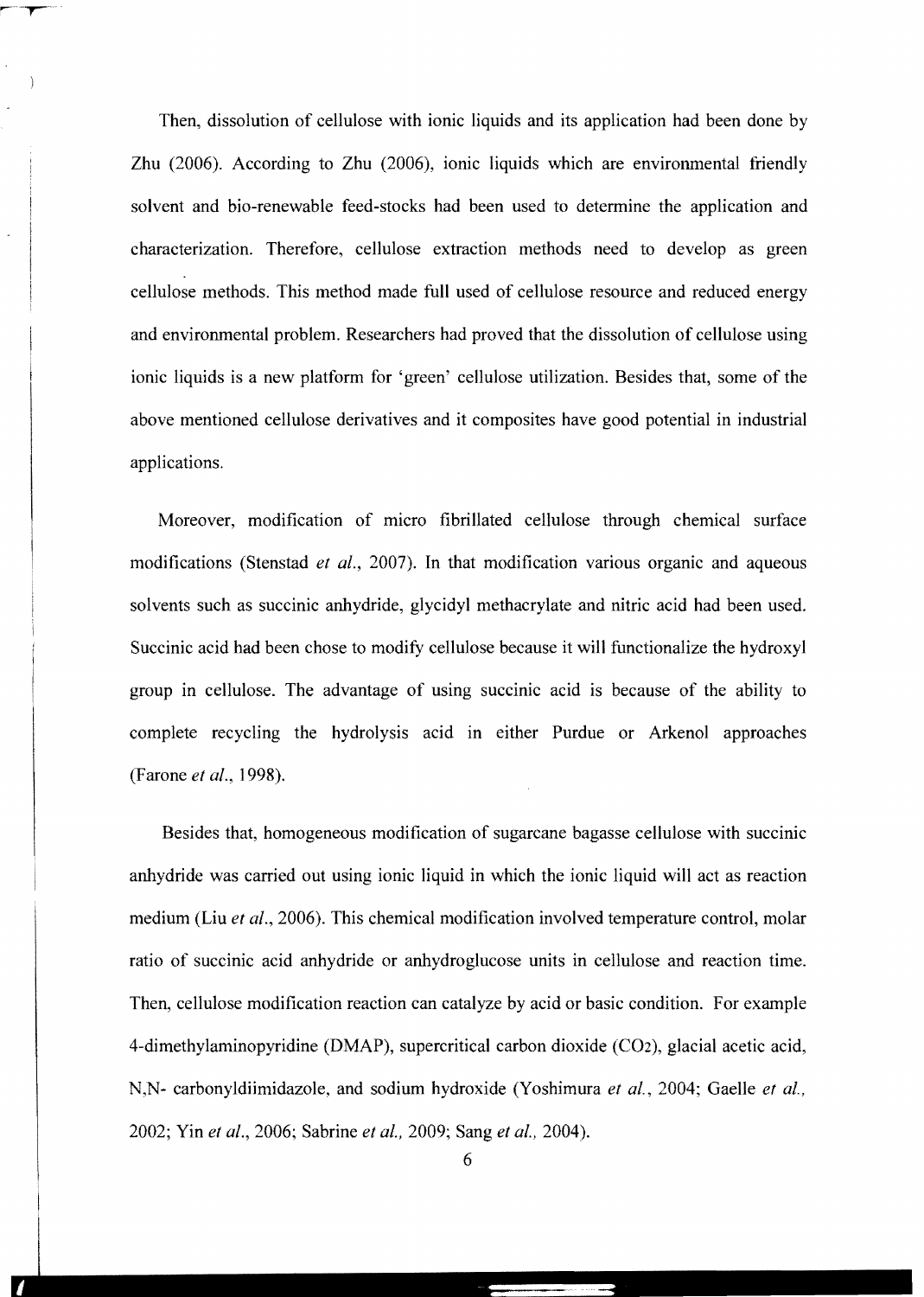Then, dissolution of cellulose with ionic liquids and its application had been done by Zhu (2006). According to Zhu (2006), ionic liquids which are environmental friendly solvent and bio-renewable feed-stocks had been used to determine the application and characterization. Therefore, cellulose extraction methods need to develop as green cellulose methods. This method made full used of cellulose resource and reduced energy and environmental problem. Researchers had proved that the dissolution of cellulose using ionic liquids is a new platform for 'green' cellulose utilization. Besides that, some of the above mentioned cellulose derivatives and it composites have good potential in industrial applications.

Moreover, modification of micro fibrillated cellulose through chemical surface modifications (Stenstad *et al.*, 2007). In that modification various organic and aqueous solvents such as succinic anhydride, glycidyl methacrylate and nitric acid had been used. Succinic acid had been chose to modify cellulose because it will functionalize the hydroxyl group in cellulose. The advantage of using succinic acid is because of the ability to complete recycling the hydrolysis acid in either Purdue or Arkenol approaches (Farone *et al.*, 1998).

Besides that, homogeneous modification of sugarcane bagasse cellulose with succinic anhydride was carried out using ionic liquid in which the ionic liquid will act as reaction medium (Liu *et al.*, 2006). This chemical modification involved temperature control, molar ratio of succinic acid anhydride or anhydroglucose units in cellulose and reaction time. Then, cellulose modification reaction can catalyze by acid or basic condition. For example 4-dimethylaminopyridine (DMAP), supercritical carbon dioxide ($CO_2$), glacial acetic acid, N,N- carbonyldiimidazole, and sodium hydroxide (Yoshimura *et al.*, 2004; Gaelle *et al.*, 2002; Yin *et al.*, 2006; Sabrine *et al.*, 2009; Sang *et al.*, 2004).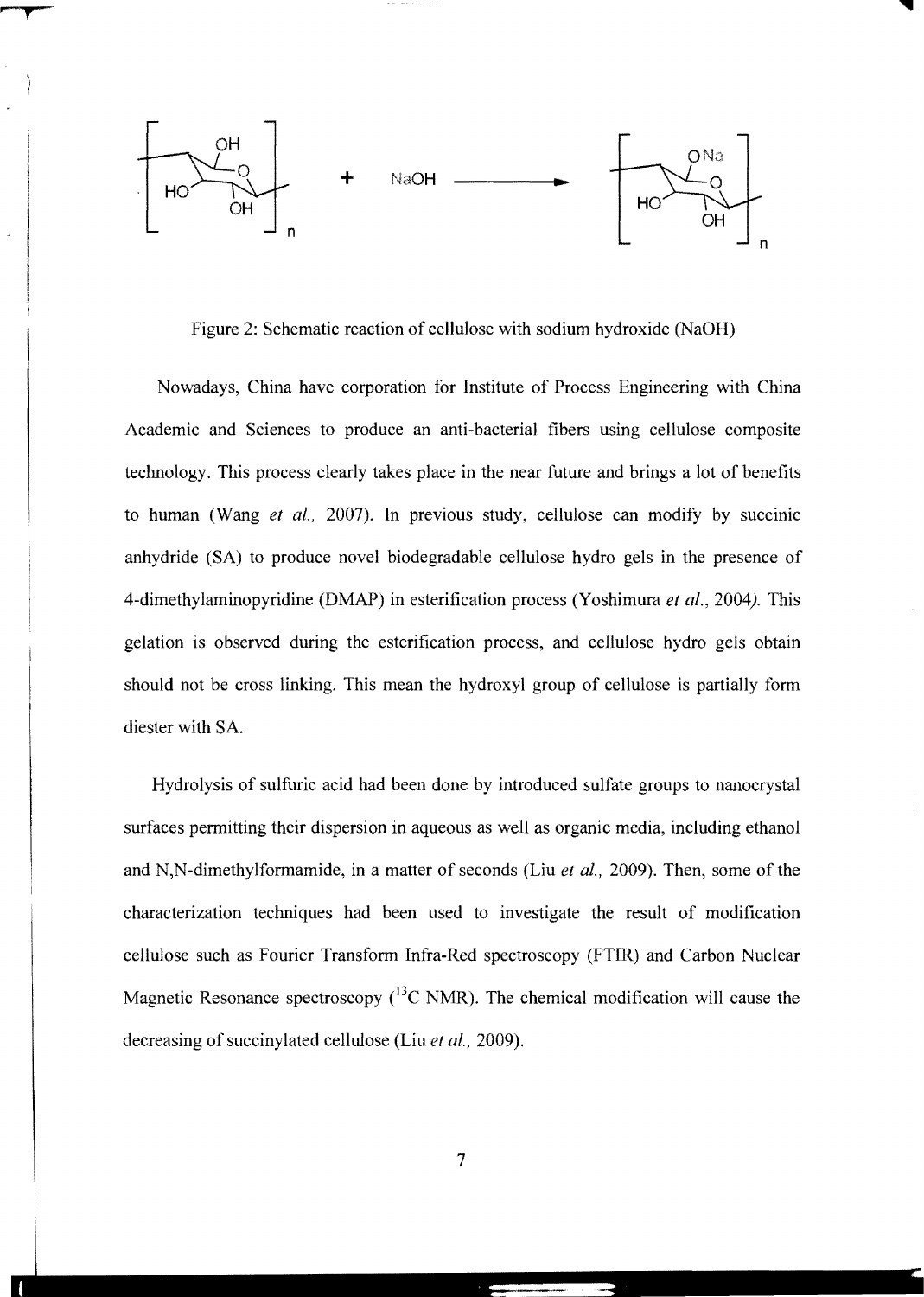Figure 2: Schematic reaction of cellulose with sodium hydroxide (NaOH)

Nowadays, China have corporation for Institute of Process Engineering with China Academic and Sciences to produce an anti-bacterial fibers using cellulose composite technology. This process clearly takes place in the near future and brings a lot of benefits to human (Wang *et al.,* 2007). In previous study, cellulose can modify by succinic anhydride (SA) to produce novel biodegradable cellulose hydro gels in the presence of 4-dimethylaminopyridine (DMAP) in esterification process (Yoshimura *et al.*, 2004). This gelation is observed during the esterification process, and cellulose hydro gels obtain should not be cross linking. This mean the hydroxyl group of cellulose is partially form diester with SA.

Hydrolysis of sulfuric acid had been done by introduced sulfate groups to nanocrystal surfaces permitting their dispersion in aqueous as well as organic media, including ethanol and N,N-dimethylformamide, in a matter of seconds (Liu *et al.,* 2009). Then, some of the characterization techniques had been used to investigate the result of modification cellulose such as Fourier Transform Infra-Red spectroscopy (FTIR) and Carbon Nuclear Magnetic Resonance spectroscopy ($^{13}C$ NMR). The chemical modification will cause the decreasing of succinylated cellulose (Liu *et al.,* 2009).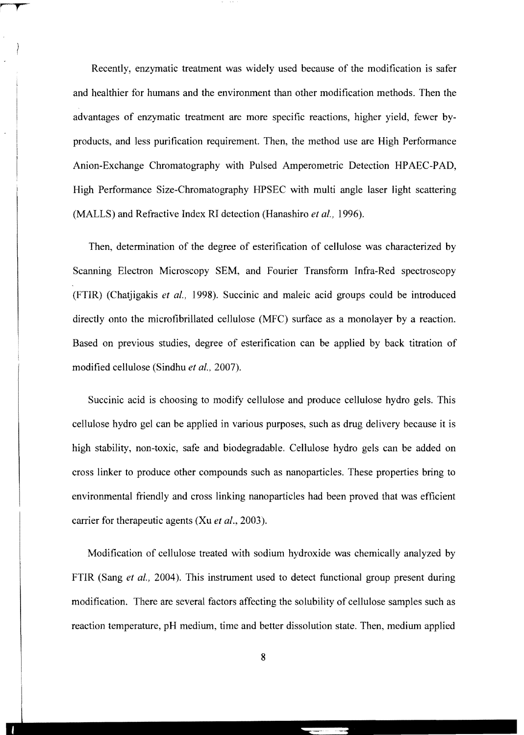Recently, enzymatic treatment was widely used because of the modification is safer and healthier for humans and the environment than other modification methods. Then the advantages of enzymatic treatment are more specific reactions, higher yield, fewer by-products, and less purification requirement. Then, the method use are High Performance Anion-Exchange Chromatography with Pulsed Amperometric Detection HPAEC-PAD, High Performance Size-Chromatography HPSEC with multi angle laser light scattering (MALLS) and Refractive Index RI detection (Hanashiro *et al.,* 1996).

Then, determination of the degree of esterification of cellulose was characterized by Scanning Electron Microscopy SEM, and Fourier Transform Infra-Red spectroscopy (FTIR) (Chatjigakis *et al.,* 1998). Succinic and maleic acid groups could be introduced directly onto the microfibrillated cellulose (MFC) surface as a monolayer by a reaction. Based on previous studies, degree of esterification can be applied by back titration of modified cellulose (Sindhu *et al.,* 2007).

Succinic acid is choosing to modify cellulose and produce cellulose hydro gels. This cellulose hydro gel can be applied in various purposes, such as drug delivery because it is high stability, non-toxic, safe and biodegradable. Cellulose hydro gels can be added on cross linker to produce other compounds such as nanoparticles. These properties bring to environmental friendly and cross linking nanoparticles had been proved that was efficient carrier for therapeutic agents (Xu *et al*., 2003).

Modification of cellulose treated with sodium hydroxide was chemically analyzed by FTIR (Sang *et al.,* 2004). This instrument used to detect functional group present during modification. There are several factors affecting the solubility of cellulose samples such as reaction temperature, pH medium, time and better dissolution state. Then, medium applied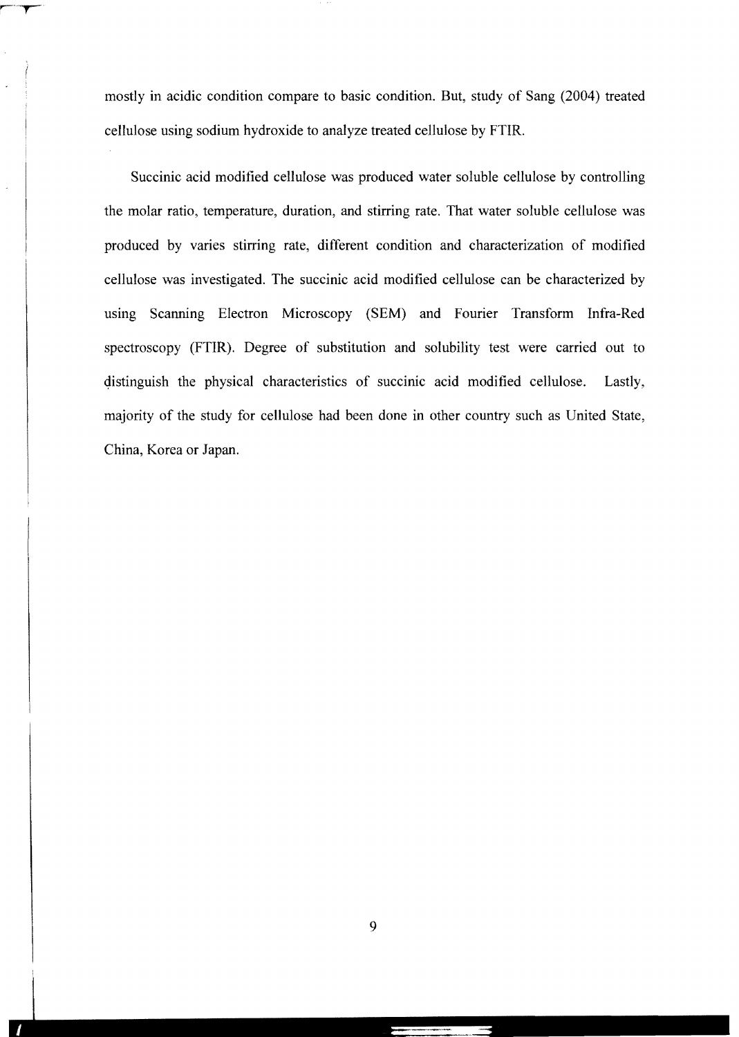mostly in acidic condition compare to basic condition. But, study of Sang (2004) treated cellulose using sodium hydroxide to analyze treated cellulose by FTIR.

Succinic acid modified cellulose was produced water soluble cellulose by controlling the molar ratio, temperature, duration, and stirring rate. That water soluble cellulose was produced by varies stirring rate, different condition and characterization of modified cellulose was investigated. The succinic acid modified cellulose can be characterized by using Scanning Electron Microscopy (SEM) and Fourier Transform Infra-Red spectroscopy (FTIR). Degree of substitution and solubility test were carried out to distinguish the physical characteristics of succinic acid modified cellulose. Lastly, majority of the study for cellulose had been done in other country such as United State, China, Korea or Japan.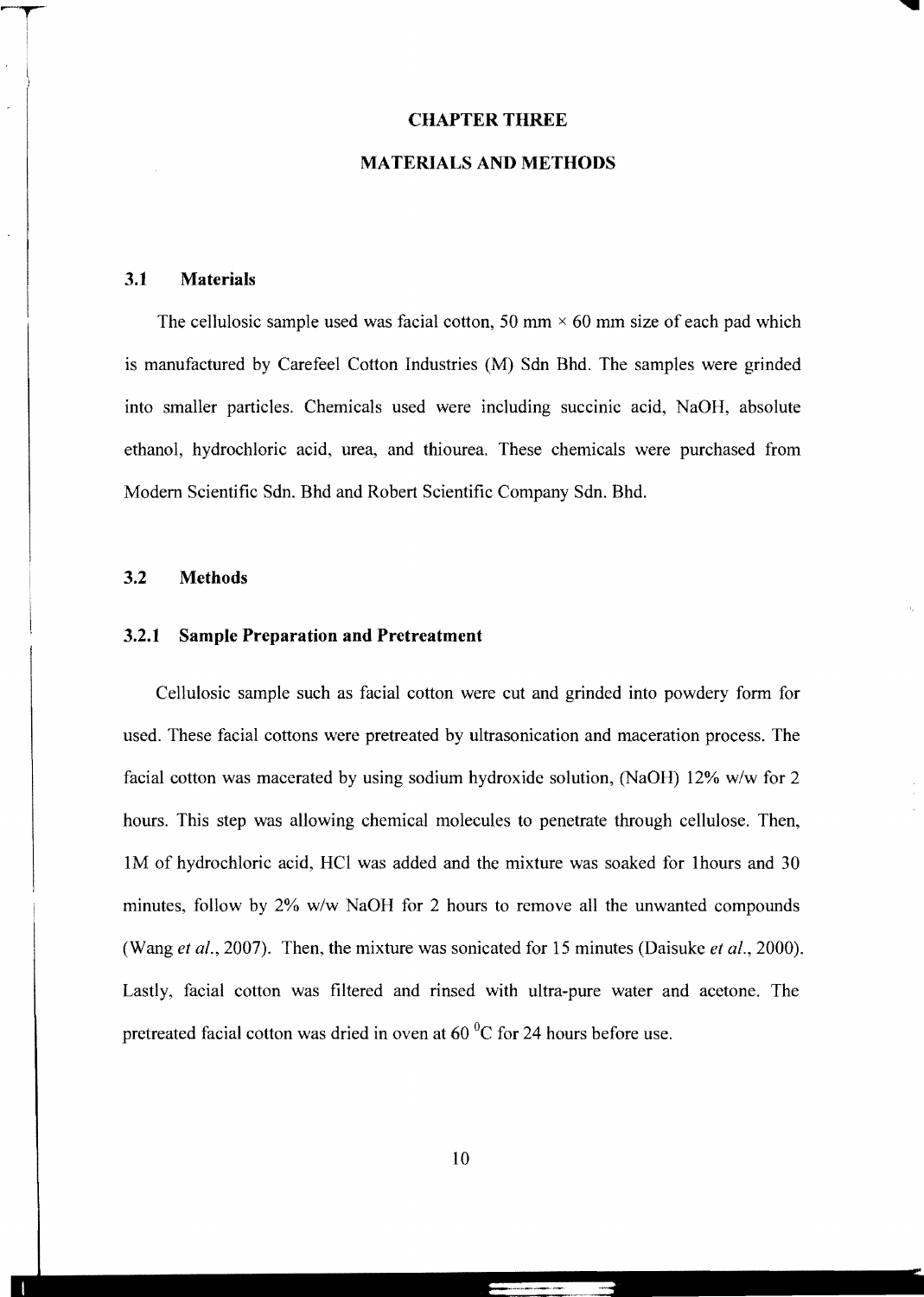# CHAPTER THREE

# MATERIALS AND METHODS

## 3.1 Materials

The cellulosic sample used was facial cotton, 50 mm × 60 mm size of each pad which is manufactured by Carefeel Cotton Industries (M) Sdn Bhd. The samples were grinded into smaller particles. Chemicals used were including succinic acid, NaOH, absolute ethanol, hydrochloric acid, urea, and thiourea. These chemicals were purchased from Modern Scientific Sdn. Bhd and Robert Scientific Company Sdn. Bhd.

## 3.2 Methods

### 3.2.1 Sample Preparation and Pretreatment

Cellulosic sample such as facial cotton were cut and grinded into powdery form for used. These facial cottons were pretreated by ultrasonication and maceration process. The facial cotton was macerated by using sodium hydroxide solution, (NaOH) 12% w/w for 2 hours. This step was allowing chemical molecules to penetrate through cellulose. Then, 1M of hydrochloric acid, HCl was added and the mixture was soaked for 1hours and 30 minutes, follow by 2% w/w NaOH for 2 hours to remove all the unwanted compounds (Wang *et al.*, 2007). Then, the mixture was sonicated for 15 minutes (Daisuke *et al.*, 2000). Lastly, facial cotton was filtered and rinsed with ultra-pure water and acetone. The pretreated facial cotton was dried in oven at 60 $^{0}$C for 24 hours before use.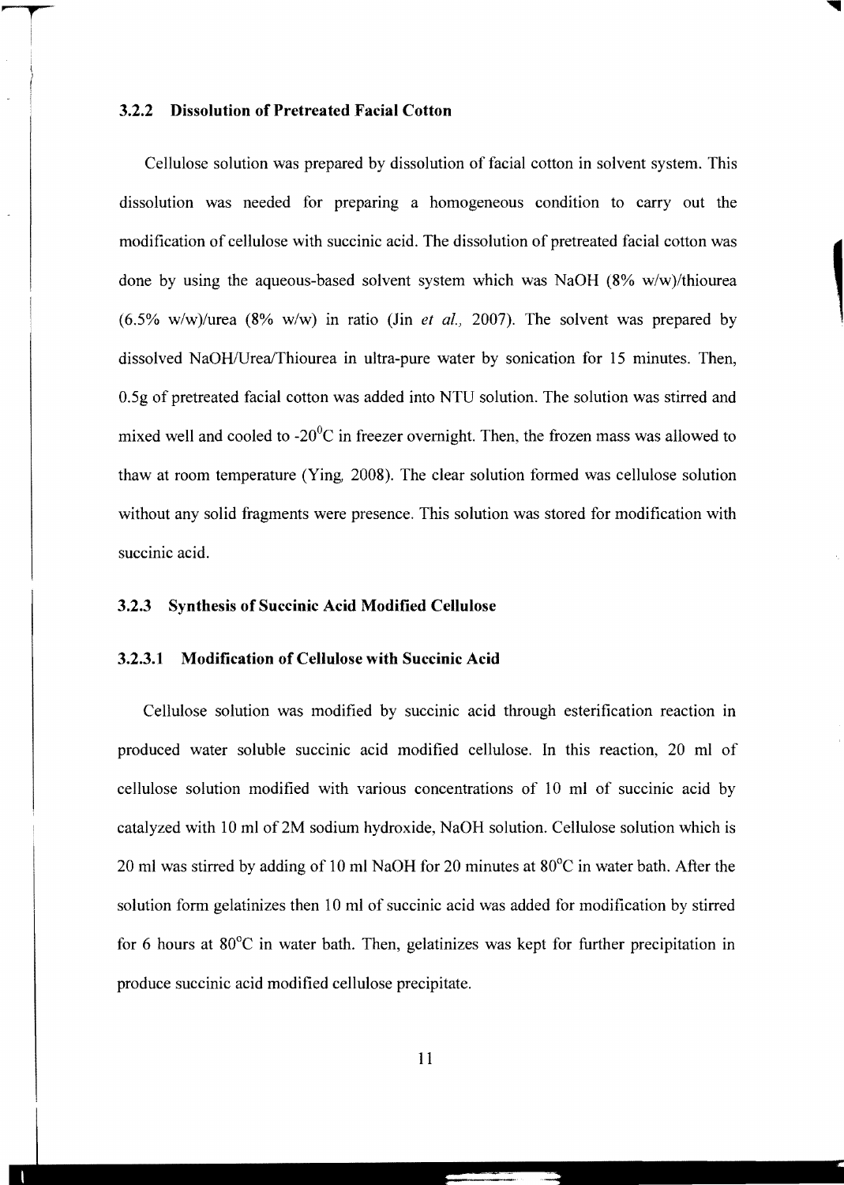### 3.2.2 Dissolution of Pretreated Facial Cotton

Cellulose solution was prepared by dissolution of facial cotton in solvent system. This dissolution was needed for preparing a homogeneous condition to carry out the modification of cellulose with succinic acid. The dissolution of pretreated facial cotton was done by using the aqueous-based solvent system which was NaOH (8% w/w)/thiourea (6.5% w/w)/urea (8% w/w) in ratio (Jin *et al.,* 2007). The solvent was prepared by dissolved NaOH/Urea/Thiourea in ultra-pure water by sonication for 15 minutes. Then, 0.5g of pretreated facial cotton was added into NTU solution. The solution was stirred and mixed well and cooled to -20$^0$C in freezer overnight. Then, the frozen mass was allowed to thaw at room temperature (Ying, 2008). The clear solution formed was cellulose solution without any solid fragments were presence. This solution was stored for modification with succinic acid.

### 3.2.3 Synthesis of Succinic Acid Modified Cellulose

#### 3.2.3.1 Modification of Cellulose with Succinic Acid

Cellulose solution was modified by succinic acid through esterification reaction in produced water soluble succinic acid modified cellulose. In this reaction, 20 ml of cellulose solution modified with various concentrations of 10 ml of succinic acid by catalyzed with 10 ml of 2M sodium hydroxide, NaOH solution. Cellulose solution which is 20 ml was stirred by adding of 10 ml NaOH for 20 minutes at 80°C in water bath. After the solution form gelatinizes then 10 ml of succinic acid was added for modification by stirred for 6 hours at 80°C in water bath. Then, gelatinizes was kept for further precipitation in produce succinic acid modified cellulose precipitate.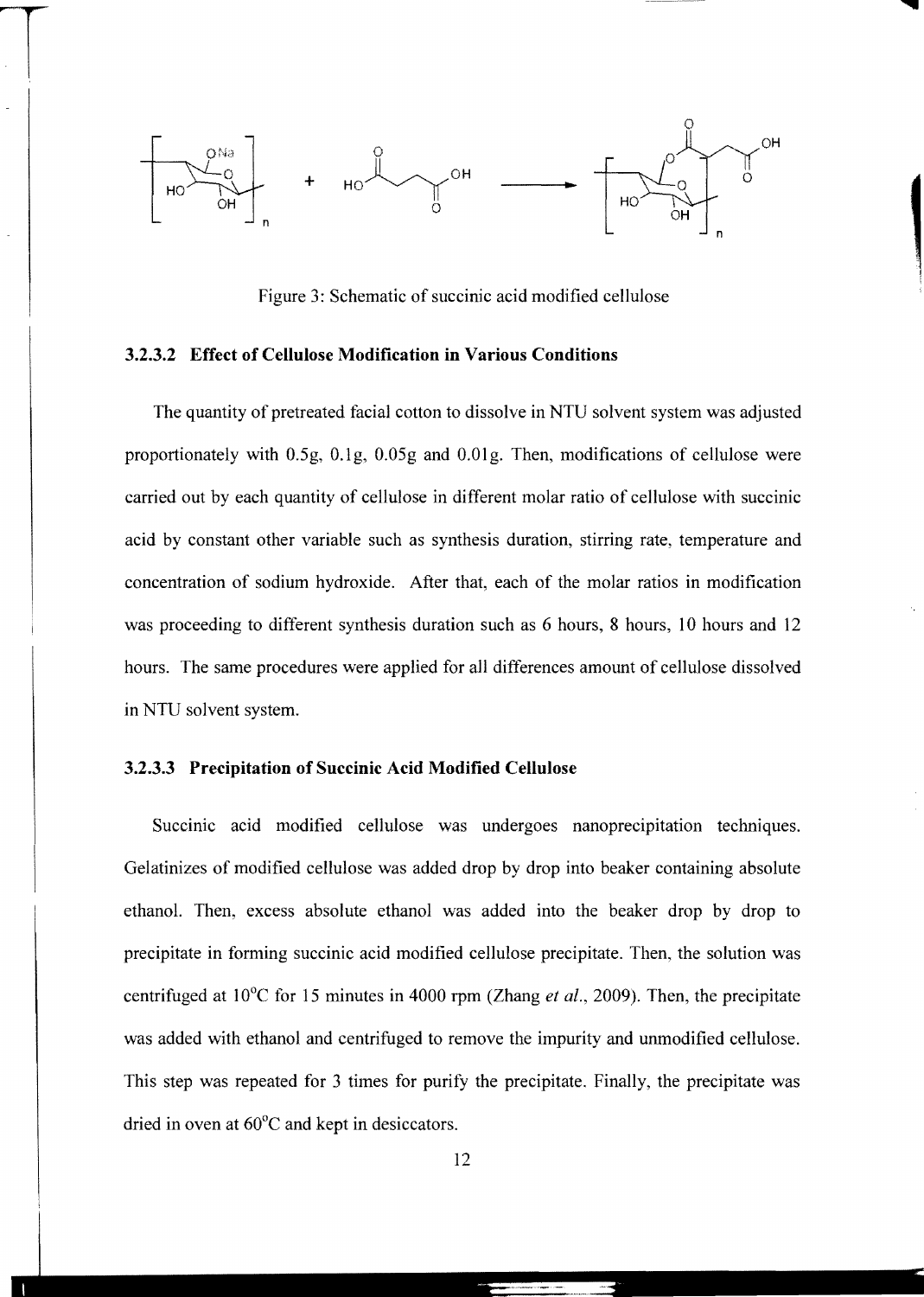Figure 3: Schematic of succinic acid modified cellulose

### 3.2.3.2 Effect of Cellulose Modification in Various Conditions

The quantity of pretreated facial cotton to dissolve in NTU solvent system was adjusted proportionately with 0.5g, 0.1g, 0.05g and 0.01g. Then, modifications of cellulose were carried out by each quantity of cellulose in different molar ratio of cellulose with succinic acid by constant other variable such as synthesis duration, stirring rate, temperature and concentration of sodium hydroxide. After that, each of the molar ratios in modification was proceeding to different synthesis duration such as 6 hours, 8 hours, 10 hours and 12 hours. The same procedures were applied for all differences amount of cellulose dissolved in NTU solvent system.

### 3.2.3.3 Precipitation of Succinic Acid Modified Cellulose

Succinic acid modified cellulose was undergoes nanoprecipitation techniques. Gelatinizes of modified cellulose was added drop by drop into beaker containing absolute ethanol. Then, excess absolute ethanol was added into the beaker drop by drop to precipitate in forming succinic acid modified cellulose precipitate. Then, the solution was centrifuged at 10°C for 15 minutes in 4000 rpm (Zhang *et al.*, 2009). Then, the precipitate was added with ethanol and centrifuged to remove the impurity and unmodified cellulose. This step was repeated for 3 times for purify the precipitate. Finally, the precipitate was dried in oven at 60°C and kept in desiccators.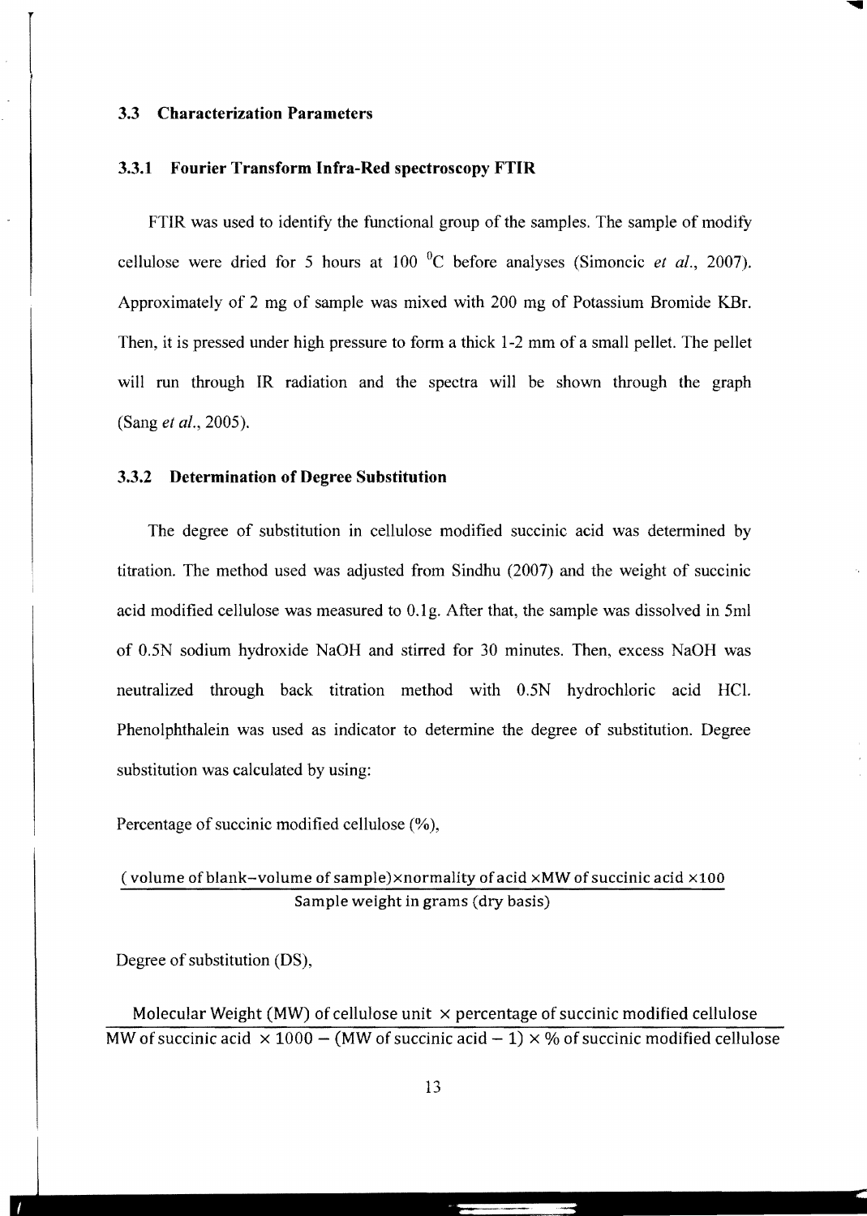### 3.3 Characterization Parameters

#### 3.3.1 Fourier Transform Infra-Red spectroscopy FTIR

FTIR was used to identify the functional group of the samples. The sample of modify cellulose were dried for 5 hours at 100 $^0$C before analyses (Simoncic *et al.*, 2007). Approximately of 2 mg of sample was mixed with 200 mg of Potassium Bromide KBr. Then, it is pressed under high pressure to form a thick 1-2 mm of a small pellet. The pellet will run through IR radiation and the spectra will be shown through the graph (Sang *et al.*, 2005).

#### 3.3.2 Determination of Degree Substitution

The degree of substitution in cellulose modified succinic acid was determined by titration. The method used was adjusted from Sindhu (2007) and the weight of succinic acid modified cellulose was measured to 0.1g. After that, the sample was dissolved in 5ml of 0.5N sodium hydroxide NaOH and stirred for 30 minutes. Then, excess NaOH was neutralized through back titration method with 0.5N hydrochloric acid HCl. Phenolphthalein was used as indicator to determine the degree of substitution. Degree substitution was calculated by using:

Percentage of succinic modified cellulose (%),

$$\frac{(\text{ volume of blank} - \text{volume of sample}) \times \text{normality of acid} \times \text{MW of succinic acid} \times 100}{\text{Sample weight in grams (dry basis)}}$$

Degree of substitution (DS),

$$\frac{\text{Molecular Weight (MW) of cellulose unit} \times \text{percentage of succinic modified cellulose}}{\text{MW of succinic acid} \times 1000 - (\text{MW of succinic acid} - 1) \times \% \text{ of succinic modified cellulose}}$$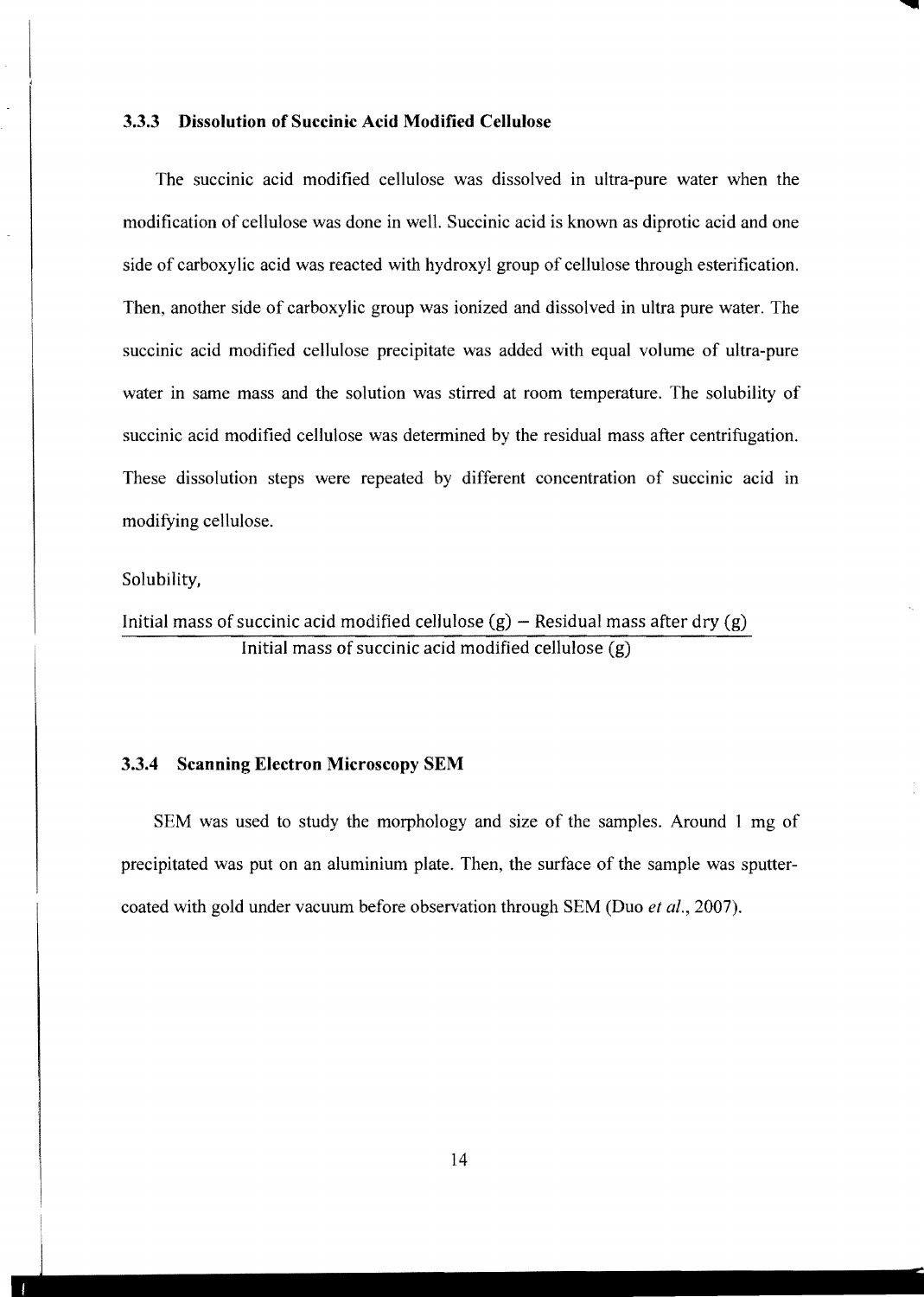### 3.3.3 Dissolution of Succinic Acid Modified Cellulose

The succinic acid modified cellulose was dissolved in ultra-pure water when the modification of cellulose was done in well. Succinic acid is known as diprotic acid and one side of carboxylic acid was reacted with hydroxyl group of cellulose through esterification. Then, another side of carboxylic group was ionized and dissolved in ultra pure water. The succinic acid modified cellulose precipitate was added with equal volume of ultra-pure water in same mass and the solution was stirred at room temperature. The solubility of succinic acid modified cellulose was determined by the residual mass after centrifugation. These dissolution steps were repeated by different concentration of succinic acid in modifying cellulose.

Solubility,

$$\frac{\text{Initial mass of succinic acid modified cellulose (g)} - \text{Residual mass after dry (g)}}{\text{Initial mass of succinic acid modified cellulose (g)}}$$

### 3.3.4 Scanning Electron Microscopy SEM

SEM was used to study the morphology and size of the samples. Around 1 mg of precipitated was put on an aluminium plate. Then, the surface of the sample was sputter-coated with gold under vacuum before observation through SEM (Duo *et al.*, 2007).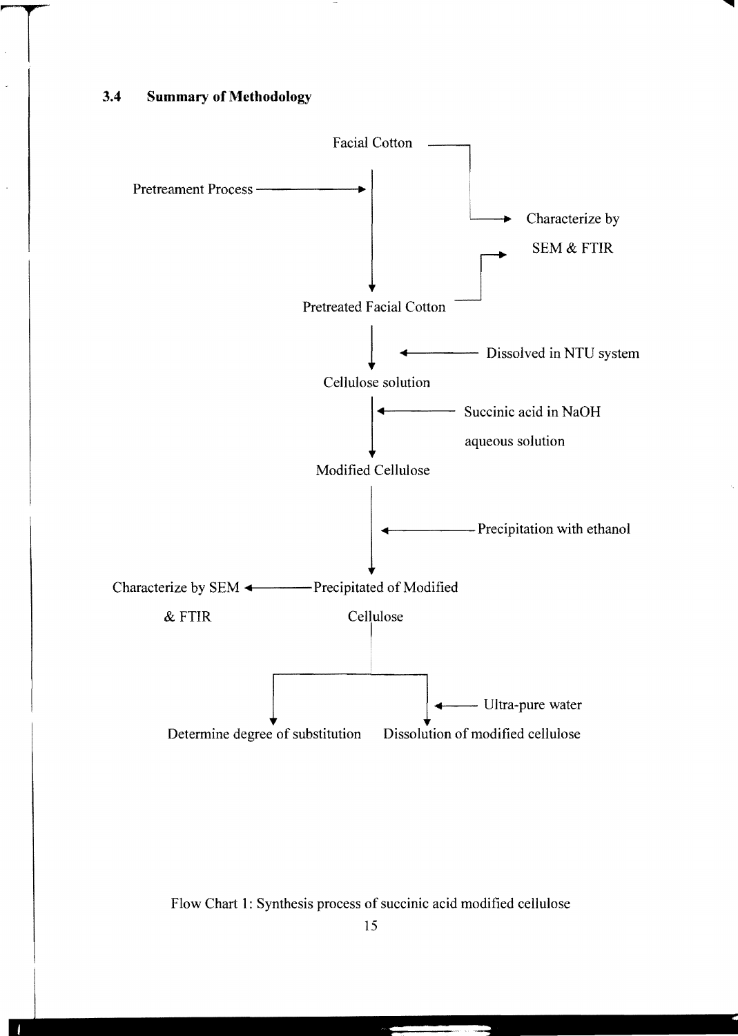## 3.4 Summary of Methodology

Facial Cotton

Pretreament Process

Characterize by SEM & FTIR

Pretreated Facial Cotton

Dissolved in NTU system

Cellulose solution

Succinic acid in NaOH aqueous solution

Modified Cellulose

Precipitation with ethanol

Characterize by SEM & FTIR

Precipitated of Modified Cellulose

Ultra-pure water

Determine degree of substitution

Dissolution of modified cellulose

Flow Chart 1: Synthesis process of succinic acid modified cellulose